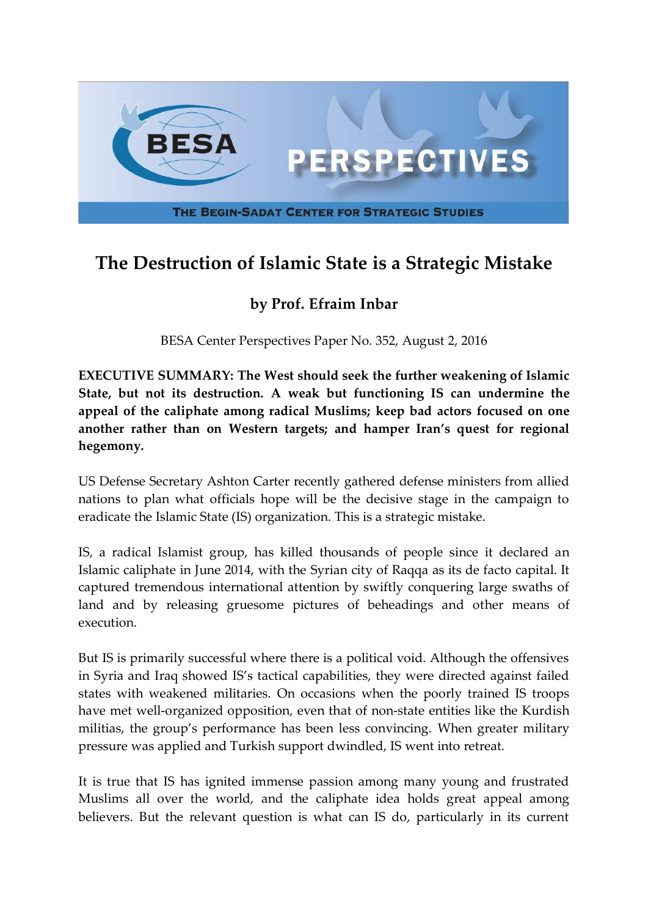# The Destruction of Islamic State is a Strategic Mistake

## by Prof. Efraim Inbar

BESA Center Perspectives Paper No. 352, August 2, 2016

**EXECUTIVE SUMMARY: The West should seek the further weakening of Islamic State, but not its destruction. A weak but functioning IS can undermine the appeal of the caliphate among radical Muslims; keep bad actors focused on one another rather than on Western targets; and hamper Iran's quest for regional hegemony.**

US Defense Secretary Ashton Carter recently gathered defense ministers from allied nations to plan what officials hope will be the decisive stage in the campaign to eradicate the Islamic State (IS) organization. This is a strategic mistake.

IS, a radical Islamist group, has killed thousands of people since it declared an Islamic caliphate in June 2014, with the Syrian city of Raqqa as its de facto capital. It captured tremendous international attention by swiftly conquering large swaths of land and by releasing gruesome pictures of beheadings and other means of execution.

But IS is primarily successful where there is a political void. Although the offensives in Syria and Iraq showed IS's tactical capabilities, they were directed against failed states with weakened militaries. On occasions when the poorly trained IS troops have met well-organized opposition, even that of non-state entities like the Kurdish militias, the group's performance has been less convincing. When greater military pressure was applied and Turkish support dwindled, IS went into retreat.

It is true that IS has ignited immense passion among many young and frustrated Muslims all over the world, and the caliphate idea holds great appeal among believers. But the relevant question is what can IS do, particularly in its current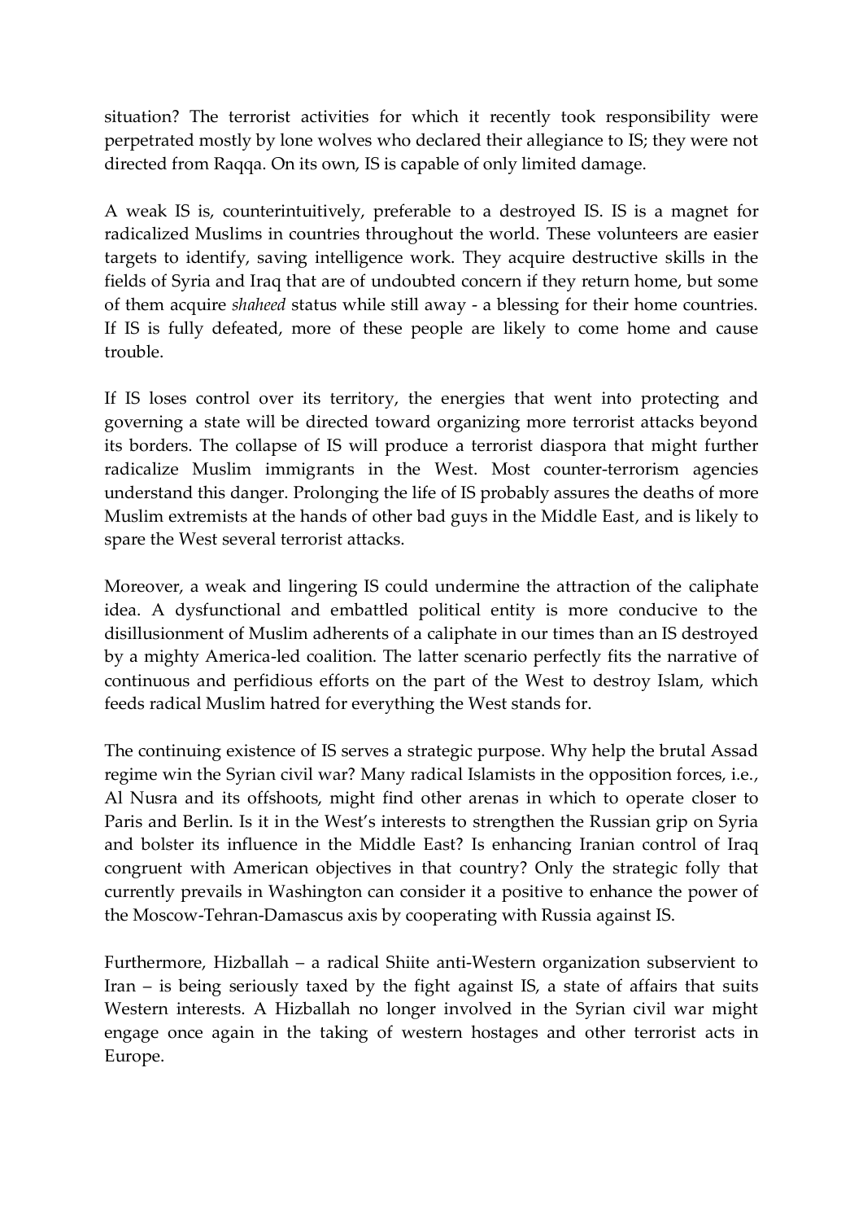situation? The terrorist activities for which it recently took responsibility were perpetrated mostly by lone wolves who declared their allegiance to IS; they were not directed from Raqqa. On its own, IS is capable of only limited damage.

A weak IS is, counterintuitively, preferable to a destroyed IS. IS is a magnet for radicalized Muslims in countries throughout the world. These volunteers are easier targets to identify, saving intelligence work. They acquire destructive skills in the fields of Syria and Iraq that are of undoubted concern if they return home, but some of them acquire *shaheed* status while still away - a blessing for their home countries. If IS is fully defeated, more of these people are likely to come home and cause trouble.

If IS loses control over its territory, the energies that went into protecting and governing a state will be directed toward organizing more terrorist attacks beyond its borders. The collapse of IS will produce a terrorist diaspora that might further radicalize Muslim immigrants in the West. Most counter-terrorism agencies understand this danger. Prolonging the life of IS probably assures the deaths of more Muslim extremists at the hands of other bad guys in the Middle East, and is likely to spare the West several terrorist attacks.

Moreover, a weak and lingering IS could undermine the attraction of the caliphate idea. A dysfunctional and embattled political entity is more conducive to the disillusionment of Muslim adherents of a caliphate in our times than an IS destroyed by a mighty America-led coalition. The latter scenario perfectly fits the narrative of continuous and perfidious efforts on the part of the West to destroy Islam, which feeds radical Muslim hatred for everything the West stands for.

The continuing existence of IS serves a strategic purpose. Why help the brutal Assad regime win the Syrian civil war? Many radical Islamists in the opposition forces, i.e., Al Nusra and its offshoots, might find other arenas in which to operate closer to Paris and Berlin. Is it in the West's interests to strengthen the Russian grip on Syria and bolster its influence in the Middle East? Is enhancing Iranian control of Iraq congruent with American objectives in that country? Only the strategic folly that currently prevails in Washington can consider it a positive to enhance the power of the Moscow-Tehran-Damascus axis by cooperating with Russia against IS.

Furthermore, Hizballah – a radical Shiite anti-Western organization subservient to Iran – is being seriously taxed by the fight against IS, a state of affairs that suits Western interests. A Hizballah no longer involved in the Syrian civil war might engage once again in the taking of western hostages and other terrorist acts in Europe.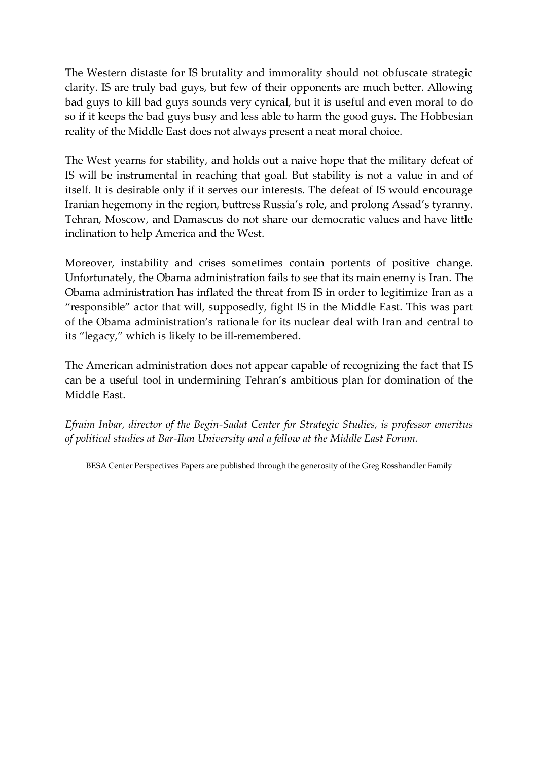The Western distaste for IS brutality and immorality should not obfuscate strategic clarity. IS are truly bad guys, but few of their opponents are much better. Allowing bad guys to kill bad guys sounds very cynical, but it is useful and even moral to do so if it keeps the bad guys busy and less able to harm the good guys. The Hobbesian reality of the Middle East does not always present a neat moral choice.

The West yearns for stability, and holds out a naive hope that the military defeat of IS will be instrumental in reaching that goal. But stability is not a value in and of itself. It is desirable only if it serves our interests. The defeat of IS would encourage Iranian hegemony in the region, buttress Russia's role, and prolong Assad's tyranny. Tehran, Moscow, and Damascus do not share our democratic values and have little inclination to help America and the West.

Moreover, instability and crises sometimes contain portents of positive change. Unfortunately, the Obama administration fails to see that its main enemy is Iran. The Obama administration has inflated the threat from IS in order to legitimize Iran as a "responsible" actor that will, supposedly, fight IS in the Middle East. This was part of the Obama administration's rationale for its nuclear deal with Iran and central to its "legacy," which is likely to be ill-remembered.

The American administration does not appear capable of recognizing the fact that IS can be a useful tool in undermining Tehran's ambitious plan for domination of the Middle East.

*Efraim Inbar, director of the Begin-Sadat Center for Strategic Studies, is professor emeritus of political studies at Bar-Ilan University and a fellow at the Middle East Forum.*

BESA Center Perspectives Papers are published through the generosity of the Greg Rosshandler Family